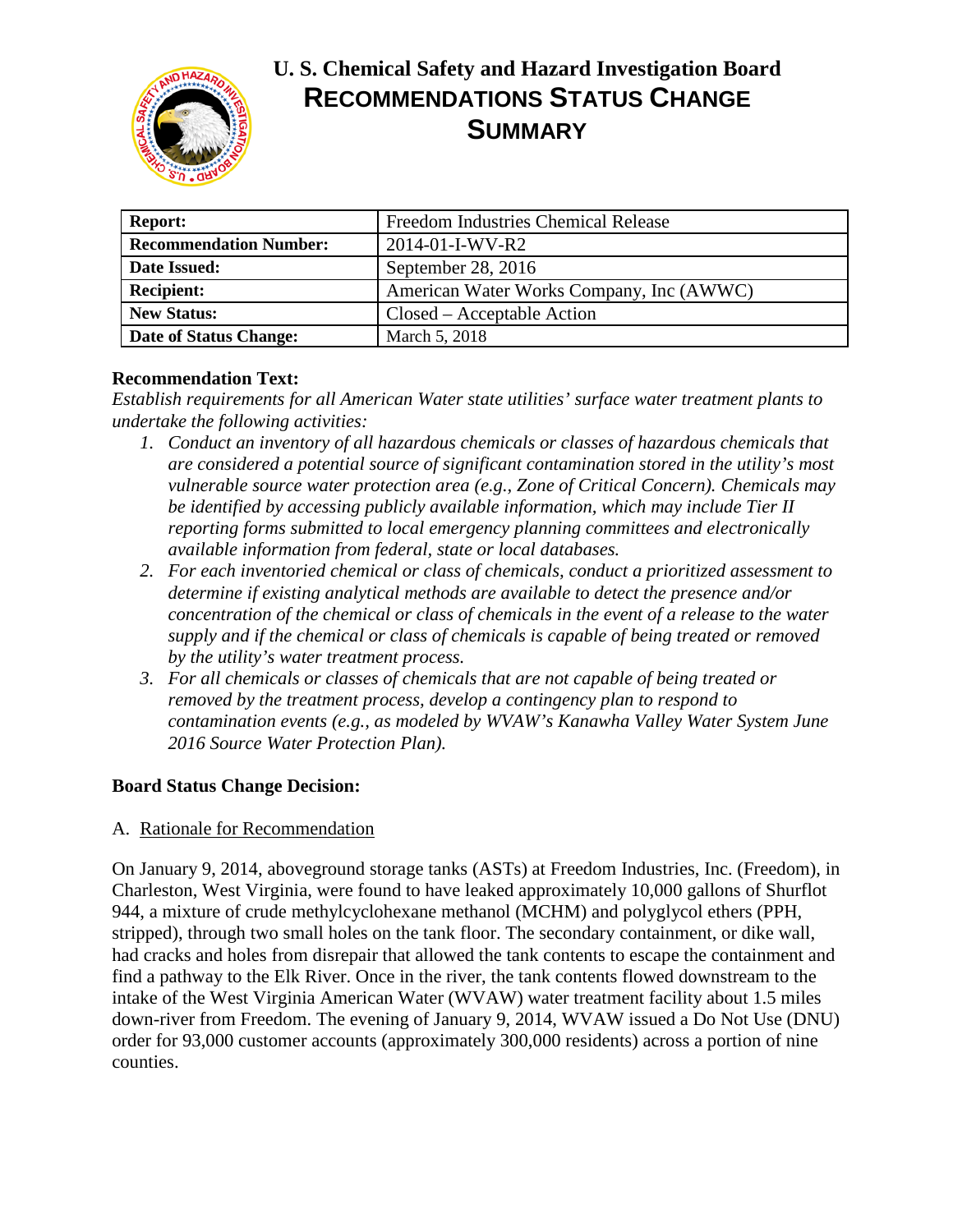# U. S. Chemical Safety and Hazard Investigation Board

## RECOMMENDATIONS STATUS CHANGE SUMMARY

| Report: | Freedom Industries Chemical Release |
|---|---|
| Recommendation Number: | 2014-01-I-WV-R2 |
| Date Issued: | September 28, 2016 |
| Recipient: | American Water Works Company, Inc (AWWC) |
| New Status: | Closed – Acceptable Action |
| Date of Status Change: | March 5, 2018 |

**Recommendation Text:**

*Establish requirements for all American Water state utilities' surface water treatment plants to undertake the following activities:*

1. *Conduct an inventory of all hazardous chemicals or classes of hazardous chemicals that are considered a potential source of significant contamination stored in the utility's most vulnerable source water protection area (e.g., Zone of Critical Concern). Chemicals may be identified by accessing publicly available information, which may include Tier II reporting forms submitted to local emergency planning committees and electronically available information from federal, state or local databases.*
2. *For each inventoried chemical or class of chemicals, conduct a prioritized assessment to determine if existing analytical methods are available to detect the presence and/or concentration of the chemical or class of chemicals in the event of a release to the water supply and if the chemical or class of chemicals is capable of being treated or removed by the utility's water treatment process.*
3. *For all chemicals or classes of chemicals that are not capable of being treated or removed by the treatment process, develop a contingency plan to respond to contamination events (e.g., as modeled by WVAW's Kanawha Valley Water System June 2016 Source Water Protection Plan).*

**Board Status Change Decision:**

A. Rationale for Recommendation

On January 9, 2014, aboveground storage tanks (ASTs) at Freedom Industries, Inc. (Freedom), in Charleston, West Virginia, were found to have leaked approximately 10,000 gallons of Shurflot 944, a mixture of crude methylcyclohexane methanol (MCHM) and polyglycol ethers (PPH, stripped), through two small holes on the tank floor. The secondary containment, or dike wall, had cracks and holes from disrepair that allowed the tank contents to escape the containment and find a pathway to the Elk River. Once in the river, the tank contents flowed downstream to the intake of the West Virginia American Water (WVAW) water treatment facility about 1.5 miles down-river from Freedom. The evening of January 9, 2014, WVAW issued a Do Not Use (DNU) order for 93,000 customer accounts (approximately 300,000 residents) across a portion of nine counties.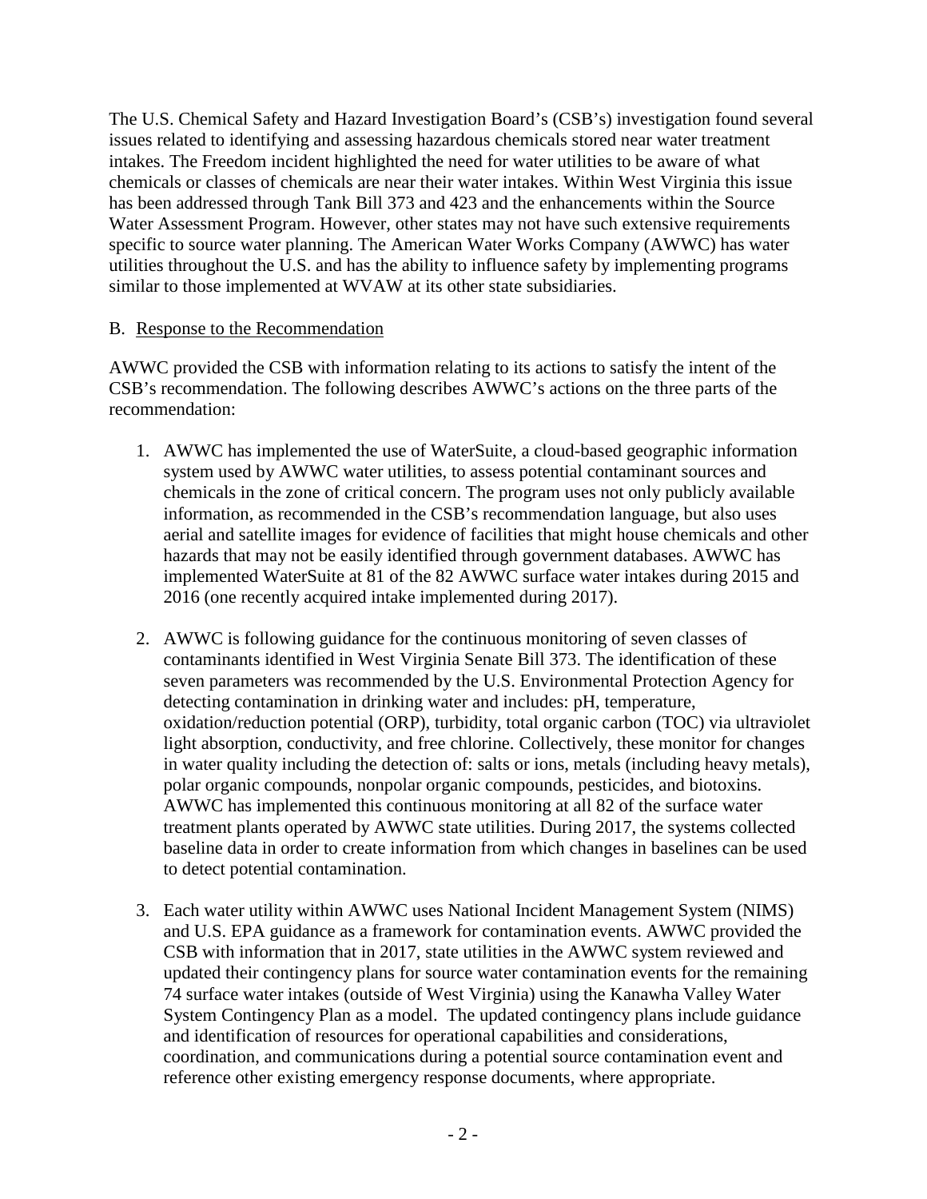The U.S. Chemical Safety and Hazard Investigation Board's (CSB's) investigation found several issues related to identifying and assessing hazardous chemicals stored near water treatment intakes. The Freedom incident highlighted the need for water utilities to be aware of what chemicals or classes of chemicals are near their water intakes. Within West Virginia this issue has been addressed through Tank Bill 373 and 423 and the enhancements within the Source Water Assessment Program. However, other states may not have such extensive requirements specific to source water planning. The American Water Works Company (AWWC) has water utilities throughout the U.S. and has the ability to influence safety by implementing programs similar to those implemented at WVAW at its other state subsidiaries.

B. Response to the Recommendation

AWWC provided the CSB with information relating to its actions to satisfy the intent of the CSB's recommendation. The following describes AWWC's actions on the three parts of the recommendation:

1. AWWC has implemented the use of WaterSuite, a cloud-based geographic information system used by AWWC water utilities, to assess potential contaminant sources and chemicals in the zone of critical concern. The program uses not only publicly available information, as recommended in the CSB's recommendation language, but also uses aerial and satellite images for evidence of facilities that might house chemicals and other hazards that may not be easily identified through government databases. AWWC has implemented WaterSuite at 81 of the 82 AWWC surface water intakes during 2015 and 2016 (one recently acquired intake implemented during 2017).

2. AWWC is following guidance for the continuous monitoring of seven classes of contaminants identified in West Virginia Senate Bill 373. The identification of these seven parameters was recommended by the U.S. Environmental Protection Agency for detecting contamination in drinking water and includes: pH, temperature, oxidation/reduction potential (ORP), turbidity, total organic carbon (TOC) via ultraviolet light absorption, conductivity, and free chlorine. Collectively, these monitor for changes in water quality including the detection of: salts or ions, metals (including heavy metals), polar organic compounds, nonpolar organic compounds, pesticides, and biotoxins. AWWC has implemented this continuous monitoring at all 82 of the surface water treatment plants operated by AWWC state utilities. During 2017, the systems collected baseline data in order to create information from which changes in baselines can be used to detect potential contamination.

3. Each water utility within AWWC uses National Incident Management System (NIMS) and U.S. EPA guidance as a framework for contamination events. AWWC provided the CSB with information that in 2017, state utilities in the AWWC system reviewed and updated their contingency plans for source water contamination events for the remaining 74 surface water intakes (outside of West Virginia) using the Kanawha Valley Water System Contingency Plan as a model. The updated contingency plans include guidance and identification of resources for operational capabilities and considerations, coordination, and communications during a potential source contamination event and reference other existing emergency response documents, where appropriate.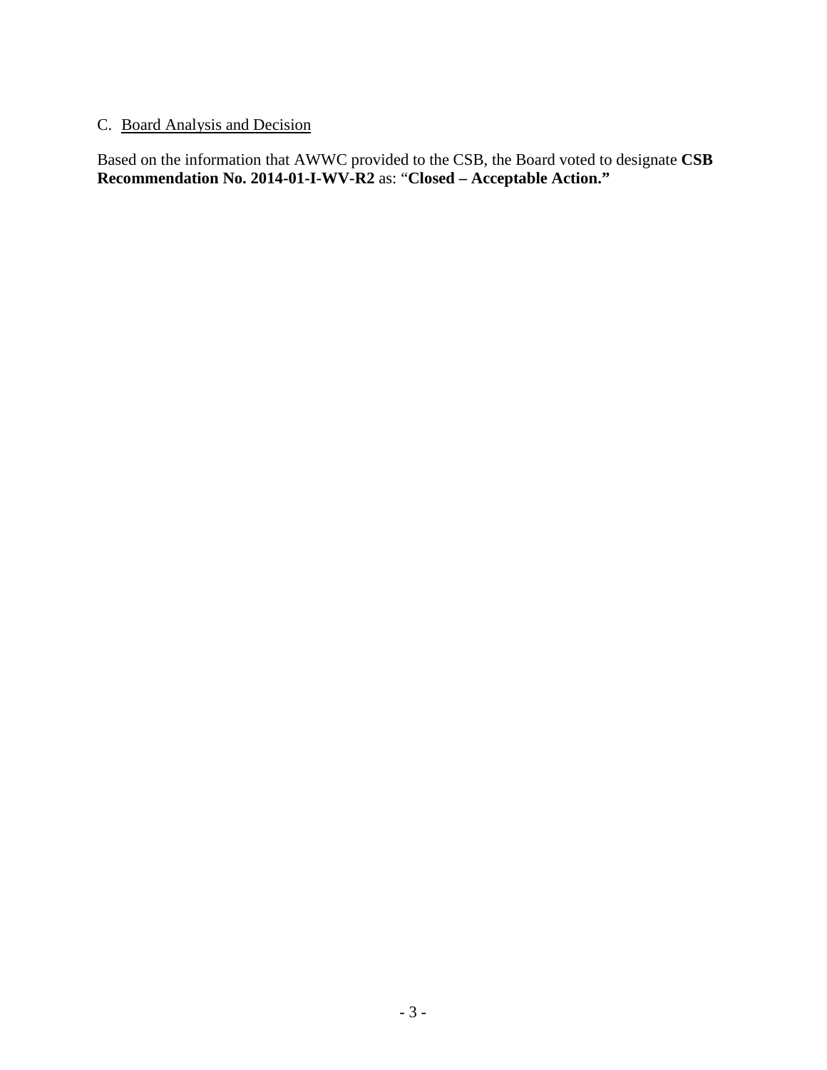C. <u>Board Analysis and Decision</u>

Based on the information that AWWC provided to the CSB, the Board voted to designate **CSB Recommendation No. 2014-01-I-WV-R2** as: "**Closed – Acceptable Action.**"